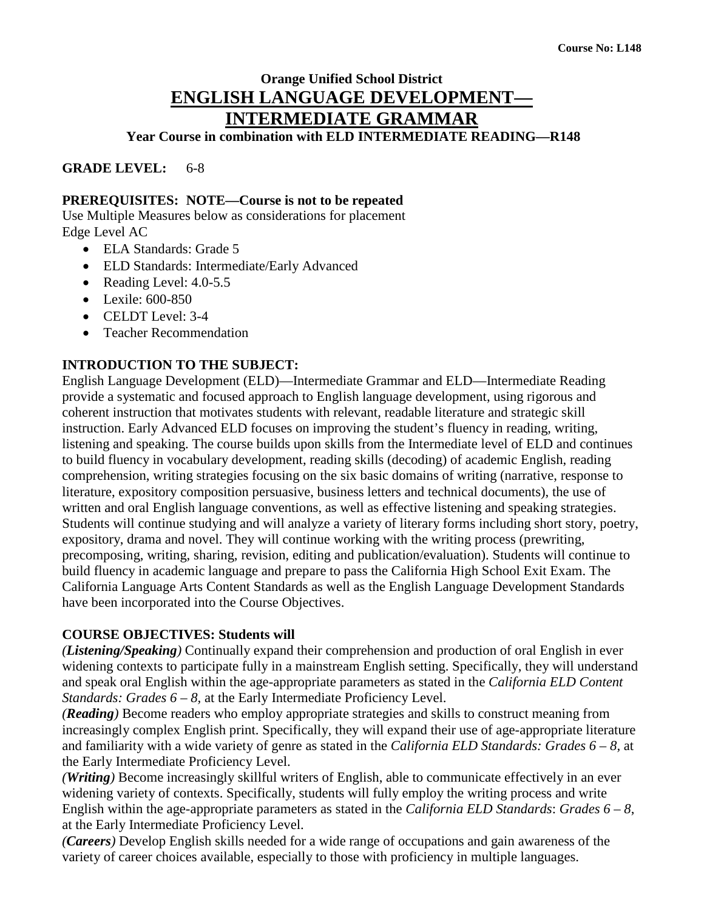Course No: L148

# Orange Unified School District

## ENGLISH LANGUAGE DEVELOPMENT—INTERMEDIATE GRAMMAR

**Year Course in combination with ELD INTERMEDIATE READING—R148**

**GRADE LEVEL:** 6-8

**PREREQUISITES: NOTE—Course is not to be repeated**

Use Multiple Measures below as considerations for placement
Edge Level AC

- ELA Standards: Grade 5
- ELD Standards: Intermediate/Early Advanced
- Reading Level: 4.0-5.5
- Lexile: 600-850
- CELDT Level: 3-4
- Teacher Recommendation

**INTRODUCTION TO THE SUBJECT:**

English Language Development (ELD)—Intermediate Grammar and ELD—Intermediate Reading provide a systematic and focused approach to English language development, using rigorous and coherent instruction that motivates students with relevant, readable literature and strategic skill instruction. Early Advanced ELD focuses on improving the student's fluency in reading, writing, listening and speaking. The course builds upon skills from the Intermediate level of ELD and continues to build fluency in vocabulary development, reading skills (decoding) of academic English, reading comprehension, writing strategies focusing on the six basic domains of writing (narrative, response to literature, expository composition persuasive, business letters and technical documents), the use of written and oral English language conventions, as well as effective listening and speaking strategies. Students will continue studying and will analyze a variety of literary forms including short story, poetry, expository, drama and novel. They will continue working with the writing process (prewriting, precomposing, writing, sharing, revision, editing and publication/evaluation). Students will continue to build fluency in academic language and prepare to pass the California High School Exit Exam. The California Language Arts Content Standards as well as the English Language Development Standards have been incorporated into the Course Objectives.

**COURSE OBJECTIVES: Students will**

***(Listening/Speaking)*** Continually expand their comprehension and production of oral English in ever widening contexts to participate fully in a mainstream English setting. Specifically, they will understand and speak oral English within the age-appropriate parameters as stated in the *California ELD Content Standards: Grades 6 – 8,* at the Early Intermediate Proficiency Level.

***(Reading)*** Become readers who employ appropriate strategies and skills to construct meaning from increasingly complex English print. Specifically, they will expand their use of age-appropriate literature and familiarity with a wide variety of genre as stated in the *California ELD Standards: Grades 6 – 8*, at the Early Intermediate Proficiency Level.

***(Writing)*** Become increasingly skillful writers of English, able to communicate effectively in an ever widening variety of contexts. Specifically, students will fully employ the writing process and write English within the age-appropriate parameters as stated in the *California ELD Standards*: *Grades 6 – 8*, at the Early Intermediate Proficiency Level.

***(Careers)*** Develop English skills needed for a wide range of occupations and gain awareness of the variety of career choices available, especially to those with proficiency in multiple languages.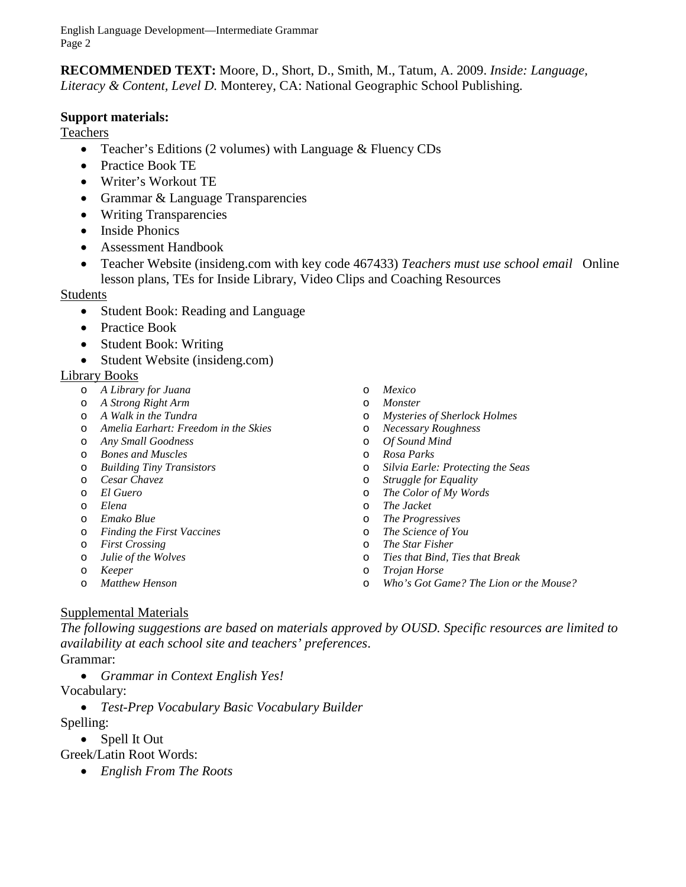**RECOMMENDED TEXT:** Moore, D., Short, D., Smith, M., Tatum, A. 2009. *Inside: Language, Literacy & Content, Level D.* Monterey, CA: National Geographic School Publishing.

**Support materials:**

Teachers

- Teacher's Editions (2 volumes) with Language & Fluency CDs
- Practice Book TE
- Writer's Workout TE
- Grammar & Language Transparencies
- Writing Transparencies
- Inside Phonics
- Assessment Handbook
- Teacher Website (insideng.com with key code 467433) *Teachers must use school email* Online lesson plans, TEs for Inside Library, Video Clips and Coaching Resources

Students

- Student Book: Reading and Language
- Practice Book
- Student Book: Writing
- Student Website (insideng.com)

Library Books

- *A Library for Juana*
- *A Strong Right Arm*
- *A Walk in the Tundra*
- *Amelia Earhart: Freedom in the Skies*
- *Any Small Goodness*
- *Bones and Muscles*
- *Building Tiny Transistors*
- *Cesar Chavez*
- *El Guero*
- *Elena*
- *Emako Blue*
- *Finding the First Vaccines*
- *First Crossing*
- *Julie of the Wolves*
- *Keeper*
- *Matthew Henson*
- *Mexico*
- *Monster*
- *Mysteries of Sherlock Holmes*
- *Necessary Roughness*
- *Of Sound Mind*
- *Rosa Parks*
- *Silvia Earle: Protecting the Seas*
- *Struggle for Equality*
- *The Color of My Words*
- *The Jacket*
- *The Progressives*
- *The Science of You*
- *The Star Fisher*
- *Ties that Bind, Ties that Break*
- *Trojan Horse*
- *Who's Got Game? The Lion or the Mouse?*

Supplemental Materials

*The following suggestions are based on materials approved by OUSD. Specific resources are limited to availability at each school site and teachers' preferences*.

Grammar:

- *Grammar in Context English Yes!*

Vocabulary:

- *Test-Prep Vocabulary Basic Vocabulary Builder*

Spelling:

- Spell It Out

Greek/Latin Root Words:

- *English From The Roots*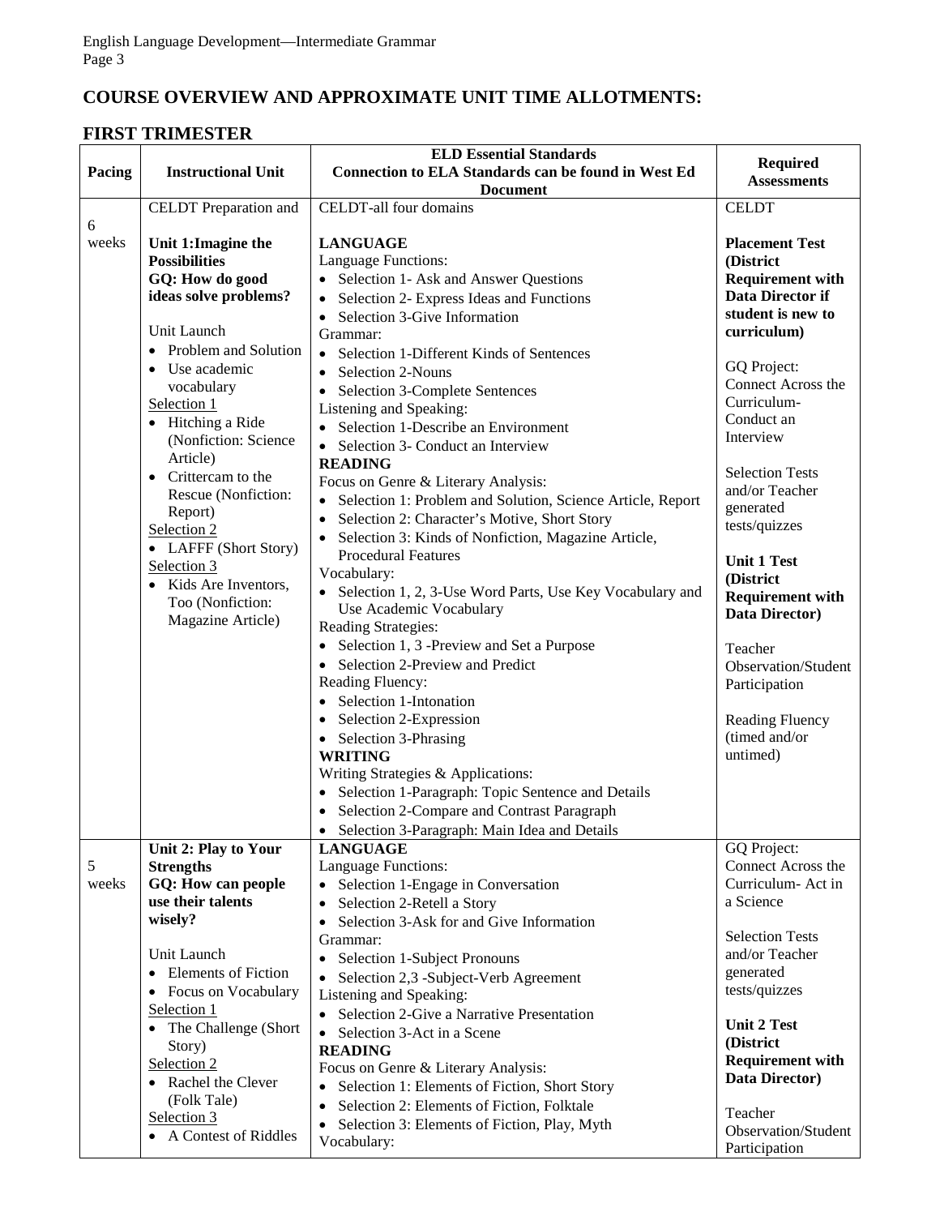## COURSE OVERVIEW AND APPROXIMATE UNIT TIME ALLOTMENTS:

### FIRST TRIMESTER

| Pacing | Instructional Unit | ELD Essential Standards<br>Connection to ELA Standards can be found in West Ed Document | Required Assessments |
|---|---|---|---|
| 6 weeks | CELDT Preparation and<br><br>**Unit 1:Imagine the Possibilities**<br>**GQ: How do good ideas solve problems?**<br><br>Unit Launch<br>• Problem and Solution<br>• Use academic vocabulary<br>Selection 1<br>• Hitching a Ride (Nonfiction: Science Article)<br>• Crittercam to the Rescue (Nonfiction: Report)<br>Selection 2<br>• LAFFF (Short Story)<br>Selection 3<br>• Kids Are Inventors, Too (Nonfiction: Magazine Article) | CELDT-all four domains<br><br>**LANGUAGE**<br>Language Functions:<br>• Selection 1- Ask and Answer Questions<br>• Selection 2- Express Ideas and Functions<br>• Selection 3-Give Information<br>Grammar:<br>• Selection 1-Different Kinds of Sentences<br>• Selection 2-Nouns<br>• Selection 3-Complete Sentences<br>Listening and Speaking:<br>• Selection 1-Describe an Environment<br>• Selection 3- Conduct an Interview<br>**READING**<br>Focus on Genre & Literary Analysis:<br>• Selection 1: Problem and Solution, Science Article, Report<br>• Selection 2: Character's Motive, Short Story<br>• Selection 3: Kinds of Nonfiction, Magazine Article, Procedural Features<br>Vocabulary:<br>• Selection 1, 2, 3-Use Word Parts, Use Key Vocabulary and Use Academic Vocabulary<br>Reading Strategies:<br>• Selection 1, 3 -Preview and Set a Purpose<br>• Selection 2-Preview and Predict<br>Reading Fluency:<br>• Selection 1-Intonation<br>• Selection 2-Expression<br>• Selection 3-Phrasing<br>**WRITING**<br>Writing Strategies & Applications:<br>• Selection 1-Paragraph: Topic Sentence and Details<br>• Selection 2-Compare and Contrast Paragraph<br>• Selection 3-Paragraph: Main Idea and Details | CELDT<br><br>**Placement Test (District Requirement with Data Director if student is new to curriculum)**<br><br>GQ Project: Connect Across the Curriculum- Conduct an Interview<br><br>Selection Tests and/or Teacher generated tests/quizzes<br><br>**Unit 1 Test (District Requirement with Data Director)**<br><br>Teacher Observation/Student Participation<br><br>Reading Fluency (timed and/or untimed) |
| 5 weeks | **Unit 2: Play to Your Strengths**<br>**GQ: How can people use their talents wisely?**<br><br>Unit Launch<br>• Elements of Fiction<br>• Focus on Vocabulary<br>Selection 1<br>• The Challenge (Short Story)<br>Selection 2<br>• Rachel the Clever (Folk Tale)<br>Selection 3<br>• A Contest of Riddles | **LANGUAGE**<br>Language Functions:<br>• Selection 1-Engage in Conversation<br>• Selection 2-Retell a Story<br>• Selection 3-Ask for and Give Information<br>Grammar:<br>• Selection 1-Subject Pronouns<br>• Selection 2,3 -Subject-Verb Agreement<br>Listening and Speaking:<br>• Selection 2-Give a Narrative Presentation<br>• Selection 3-Act in a Scene<br>**READING**<br>Focus on Genre & Literary Analysis:<br>• Selection 1: Elements of Fiction, Short Story<br>• Selection 2: Elements of Fiction, Folktale<br>• Selection 3: Elements of Fiction, Play, Myth<br>Vocabulary: | GQ Project: Connect Across the Curriculum- Act in a Science<br><br>Selection Tests and/or Teacher generated tests/quizzes<br><br>**Unit 2 Test (District Requirement with Data Director)**<br><br>Teacher Observation/Student Participation |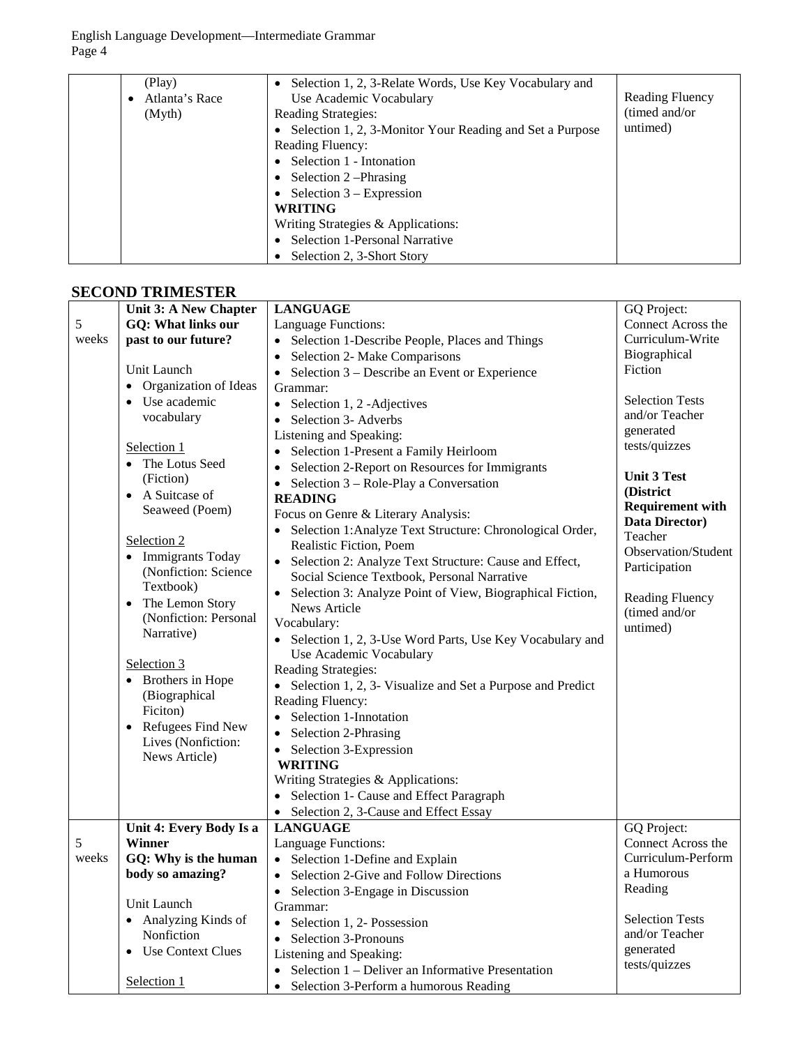| | | | |
|---|---|---|---|
| | (Play)<br>• Atlanta's Race (Myth) | • Selection 1, 2, 3-Relate Words, Use Key Vocabulary and Use Academic Vocabulary<br>Reading Strategies:<br>• Selection 1, 2, 3-Monitor Your Reading and Set a Purpose<br>Reading Fluency:<br>• Selection 1 - Intonation<br>• Selection 2 –Phrasing<br>• Selection 3 – Expression<br>**WRITING**<br>Writing Strategies & Applications:<br>• Selection 1-Personal Narrative<br>• Selection 2, 3-Short Story | Reading Fluency (timed and/or untimed) |

## SECOND TRIMESTER

| | | | |
|---|---|---|---|
| 5 weeks | **Unit 3: A New Chapter**<br>**GQ: What links our past to our future?**<br><br>Unit Launch<br>• Organization of Ideas<br>• Use academic vocabulary<br><br>Selection 1<br>• The Lotus Seed (Fiction)<br>• A Suitcase of Seaweed (Poem)<br><br>Selection 2<br>• Immigrants Today (Nonfiction: Science Textbook)<br>• The Lemon Story (Nonfiction: Personal Narrative)<br><br>Selection 3<br>• Brothers in Hope (Biographical Ficiton)<br>• Refugees Find New Lives (Nonfiction: News Article) | **LANGUAGE**<br>Language Functions:<br>• Selection 1-Describe People, Places and Things<br>• Selection 2- Make Comparisons<br>• Selection 3 – Describe an Event or Experience<br>Grammar:<br>• Selection 1, 2 -Adjectives<br>• Selection 3- Adverbs<br>Listening and Speaking:<br>• Selection 1-Present a Family Heirloom<br>• Selection 2-Report on Resources for Immigrants<br>• Selection 3 – Role-Play a Conversation<br>**READING**<br>Focus on Genre & Literary Analysis:<br>• Selection 1:Analyze Text Structure: Chronological Order, Realistic Fiction, Poem<br>• Selection 2: Analyze Text Structure: Cause and Effect, Social Science Textbook, Personal Narrative<br>• Selection 3: Analyze Point of View, Biographical Fiction, News Article<br>Vocabulary:<br>• Selection 1, 2, 3-Use Word Parts, Use Key Vocabulary and Use Academic Vocabulary<br>Reading Strategies:<br>• Selection 1, 2, 3- Visualize and Set a Purpose and Predict<br>Reading Fluency:<br>• Selection 1-Innotation<br>• Selection 2-Phrasing<br>• Selection 3-Expression<br>**WRITING**<br>Writing Strategies & Applications:<br>• Selection 1- Cause and Effect Paragraph<br>• Selection 2, 3-Cause and Effect Essay | GQ Project: Connect Across the Curriculum-Write Biographical Fiction<br><br>Selection Tests and/or Teacher generated tests/quizzes<br><br>**Unit 3 Test (District Requirement with Data Director)**<br>Teacher Observation/Student Participation<br><br>Reading Fluency (timed and/or untimed) |
| 5 weeks | **Unit 4: Every Body Is a Winner**<br>**GQ: Why is the human body so amazing?**<br><br>Unit Launch<br>• Analyzing Kinds of Nonfiction<br>• Use Context Clues<br><br>Selection 1 | **LANGUAGE**<br>Language Functions:<br>• Selection 1-Define and Explain<br>• Selection 2-Give and Follow Directions<br>• Selection 3-Engage in Discussion<br>Grammar:<br>• Selection 1, 2- Possession<br>• Selection 3-Pronouns<br>Listening and Speaking:<br>• Selection 1 – Deliver an Informative Presentation<br>• Selection 3-Perform a humorous Reading | GQ Project: Connect Across the Curriculum-Perform a Humorous Reading<br><br>Selection Tests and/or Teacher generated tests/quizzes |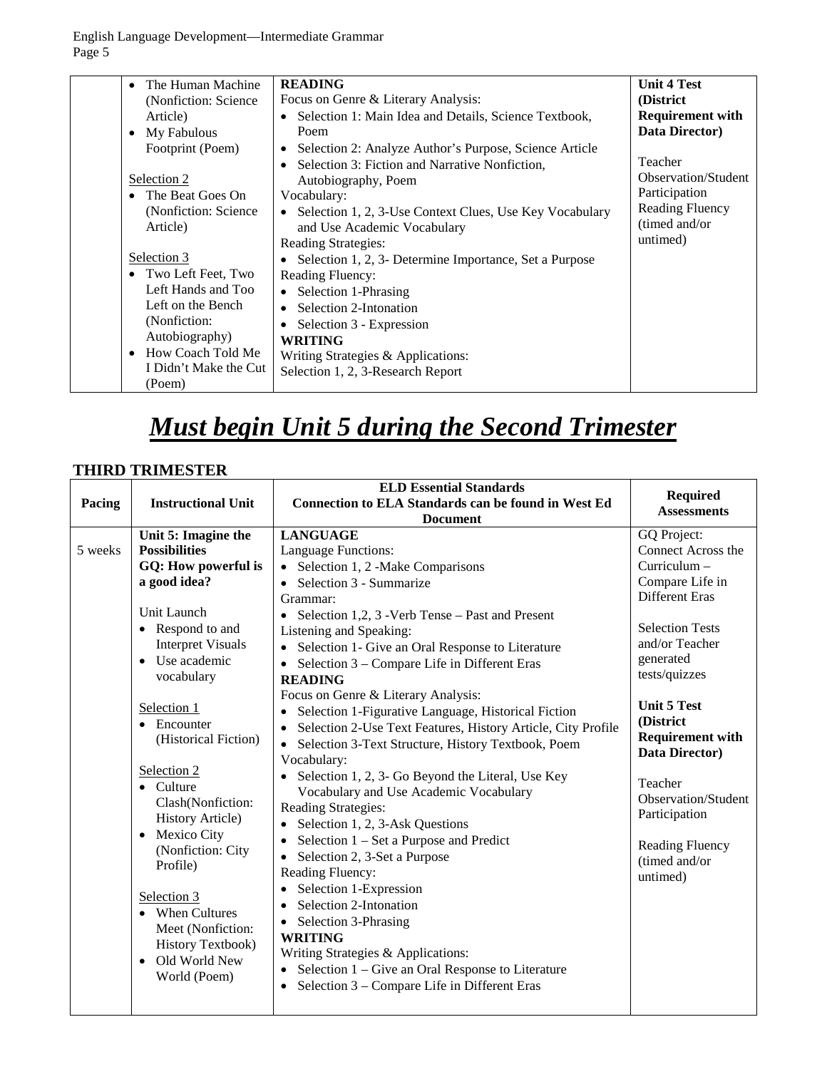| | | | |
|---|---|---|---|
| | • The Human Machine (Nonfiction: Science Article)<br>• My Fabulous Footprint (Poem)<br><br>Selection 2<br>• The Beat Goes On (Nonfiction: Science Article)<br><br>Selection 3<br>• Two Left Feet, Two Left Hands and Too Left on the Bench (Nonfiction: Autobiography)<br>• How Coach Told Me I Didn't Make the Cut (Poem) | **READING**<br>Focus on Genre & Literary Analysis:<br>• Selection 1: Main Idea and Details, Science Textbook, Poem<br>• Selection 2: Analyze Author's Purpose, Science Article<br>• Selection 3: Fiction and Narrative Nonfiction, Autobiography, Poem<br>Vocabulary:<br>• Selection 1, 2, 3-Use Context Clues, Use Key Vocabulary and Use Academic Vocabulary<br>Reading Strategies:<br>• Selection 1, 2, 3- Determine Importance, Set a Purpose<br>Reading Fluency:<br>• Selection 1-Phrasing<br>• Selection 2-Intonation<br>• Selection 3 - Expression<br>**WRITING**<br>Writing Strategies & Applications:<br>Selection 1, 2, 3-Research Report | **Unit 4 Test (District Requirement with Data Director)**<br><br>Teacher Observation/Student Participation<br>Reading Fluency (timed and/or untimed) |

# *Must begin Unit 5 during the Second Trimester*

## THIRD TRIMESTER

| Pacing | Instructional Unit | ELD Essential Standards<br>Connection to ELA Standards can be found in West Ed Document | Required Assessments |
|---|---|---|---|
| 5 weeks | **Unit 5: Imagine the Possibilities**<br>**GQ: How powerful is a good idea?**<br><br>Unit Launch<br>• Respond to and Interpret Visuals<br>• Use academic vocabulary<br><br>Selection 1<br>• Encounter (Historical Fiction)<br><br>Selection 2<br>• Culture Clash(Nonfiction: History Article)<br>• Mexico City (Nonfiction: City Profile)<br><br>Selection 3<br>• When Cultures Meet (Nonfiction: History Textbook)<br>• Old World New World (Poem) | **LANGUAGE**<br>Language Functions:<br>• Selection 1, 2 -Make Comparisons<br>• Selection 3 - Summarize<br>Grammar:<br>• Selection 1,2, 3 -Verb Tense – Past and Present<br>Listening and Speaking:<br>• Selection 1- Give an Oral Response to Literature<br>• Selection 3 – Compare Life in Different Eras<br>**READING**<br>Focus on Genre & Literary Analysis:<br>• Selection 1-Figurative Language, Historical Fiction<br>• Selection 2-Use Text Features, History Article, City Profile<br>• Selection 3-Text Structure, History Textbook, Poem<br>Vocabulary:<br>• Selection 1, 2, 3- Go Beyond the Literal, Use Key Vocabulary and Use Academic Vocabulary<br>Reading Strategies:<br>• Selection 1, 2, 3-Ask Questions<br>• Selection 1 – Set a Purpose and Predict<br>• Selection 2, 3-Set a Purpose<br>Reading Fluency:<br>• Selection 1-Expression<br>• Selection 2-Intonation<br>• Selection 3-Phrasing<br>**WRITING**<br>Writing Strategies & Applications:<br>• Selection 1 – Give an Oral Response to Literature<br>• Selection 3 – Compare Life in Different Eras | GQ Project: Connect Across the Curriculum – Compare Life in Different Eras<br><br>Selection Tests and/or Teacher generated tests/quizzes<br><br>**Unit 5 Test (District Requirement with Data Director)**<br><br>Teacher Observation/Student Participation<br><br>Reading Fluency (timed and/or untimed) |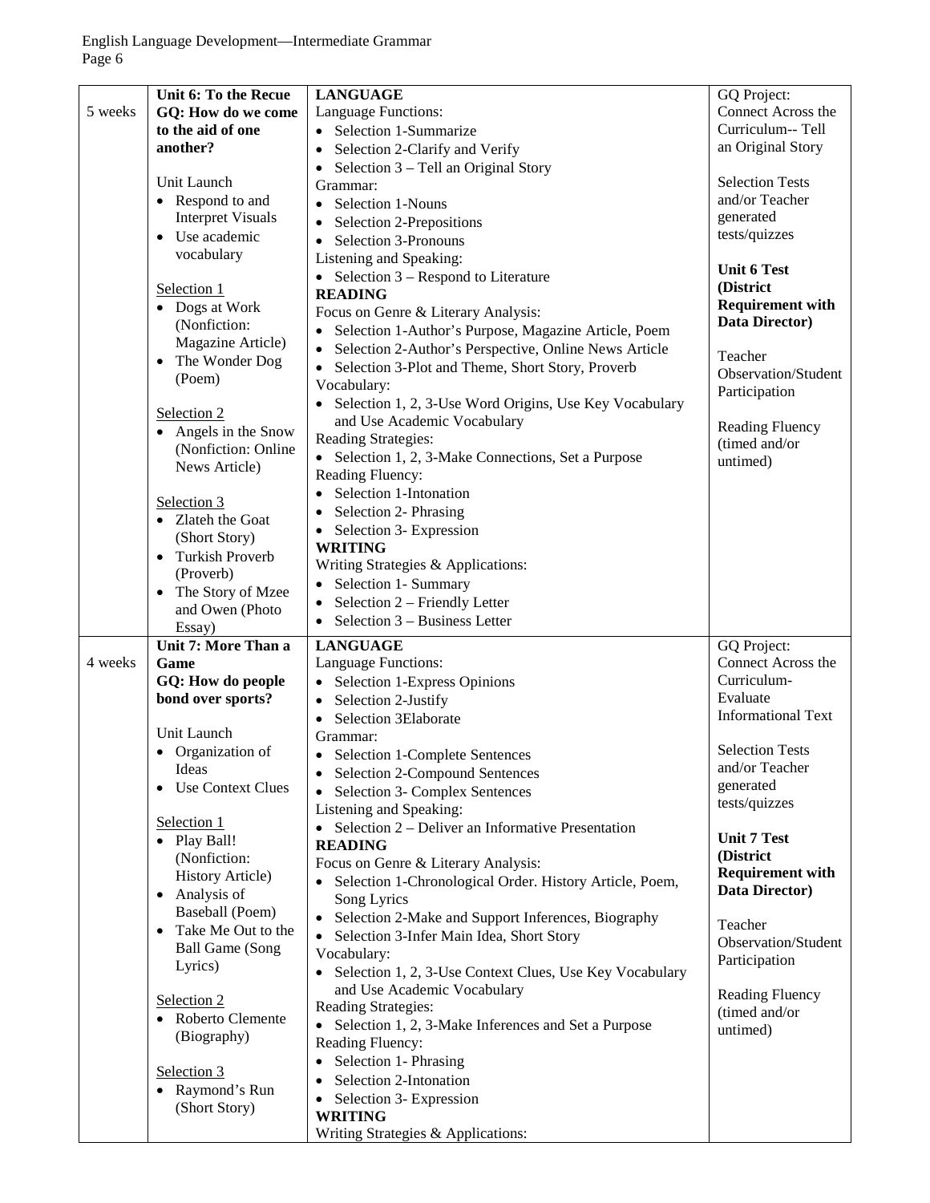| | | | |
|---|---|---|---|
| 5 weeks | **Unit 6: To the Recue**<br>**GQ: How do we come to the aid of one another?**<br><br>Unit Launch<br>• Respond to and Interpret Visuals<br>• Use academic vocabulary<br><br>Selection 1<br>• Dogs at Work (Nonfiction: Magazine Article)<br>• The Wonder Dog (Poem)<br><br>Selection 2<br>• Angels in the Snow (Nonfiction: Online News Article)<br><br>Selection 3<br>• Zlateh the Goat (Short Story)<br>• Turkish Proverb (Proverb)<br>• The Story of Mzee and Owen (Photo Essay) | **LANGUAGE**<br>Language Functions:<br>• Selection 1-Summarize<br>• Selection 2-Clarify and Verify<br>• Selection 3 – Tell an Original Story<br>Grammar:<br>• Selection 1-Nouns<br>• Selection 2-Prepositions<br>• Selection 3-Pronouns<br>Listening and Speaking:<br>• Selection 3 – Respond to Literature<br>**READING**<br>Focus on Genre & Literary Analysis:<br>• Selection 1-Author's Purpose, Magazine Article, Poem<br>• Selection 2-Author's Perspective, Online News Article<br>• Selection 3-Plot and Theme, Short Story, Proverb<br>Vocabulary:<br>• Selection 1, 2, 3-Use Word Origins, Use Key Vocabulary and Use Academic Vocabulary<br>Reading Strategies:<br>• Selection 1, 2, 3-Make Connections, Set a Purpose<br>Reading Fluency:<br>• Selection 1-Intonation<br>• Selection 2- Phrasing<br>• Selection 3- Expression<br>**WRITING**<br>Writing Strategies & Applications:<br>• Selection 1- Summary<br>• Selection 2 – Friendly Letter<br>• Selection 3 – Business Letter | GQ Project: Connect Across the Curriculum-- Tell an Original Story<br><br>Selection Tests and/or Teacher generated tests/quizzes<br><br>**Unit 6 Test (District Requirement with Data Director)**<br><br>Teacher Observation/Student Participation<br><br>Reading Fluency (timed and/or untimed) |
| 4 weeks | **Unit 7: More Than a Game**<br>**GQ: How do people bond over sports?**<br><br>Unit Launch<br>• Organization of Ideas<br>• Use Context Clues<br><br>Selection 1<br>• Play Ball! (Nonfiction: History Article)<br>• Analysis of Baseball (Poem)<br>• Take Me Out to the Ball Game (Song Lyrics)<br><br>Selection 2<br>• Roberto Clemente (Biography)<br><br>Selection 3<br>• Raymond's Run (Short Story) | **LANGUAGE**<br>Language Functions:<br>• Selection 1-Express Opinions<br>• Selection 2-Justify<br>• Selection 3Elaborate<br>Grammar:<br>• Selection 1-Complete Sentences<br>• Selection 2-Compound Sentences<br>• Selection 3- Complex Sentences<br>Listening and Speaking:<br>• Selection 2 – Deliver an Informative Presentation<br>**READING**<br>Focus on Genre & Literary Analysis:<br>• Selection 1-Chronological Order. History Article, Poem, Song Lyrics<br>• Selection 2-Make and Support Inferences, Biography<br>• Selection 3-Infer Main Idea, Short Story<br>Vocabulary:<br>• Selection 1, 2, 3-Use Context Clues, Use Key Vocabulary and Use Academic Vocabulary<br>Reading Strategies:<br>• Selection 1, 2, 3-Make Inferences and Set a Purpose<br>Reading Fluency:<br>• Selection 1- Phrasing<br>• Selection 2-Intonation<br>• Selection 3- Expression<br>**WRITING**<br>Writing Strategies & Applications: | GQ Project: Connect Across the Curriculum- Evaluate Informational Text<br><br>Selection Tests and/or Teacher generated tests/quizzes<br><br>**Unit 7 Test (District Requirement with Data Director)**<br><br>Teacher Observation/Student Participation<br><br>Reading Fluency (timed and/or untimed) |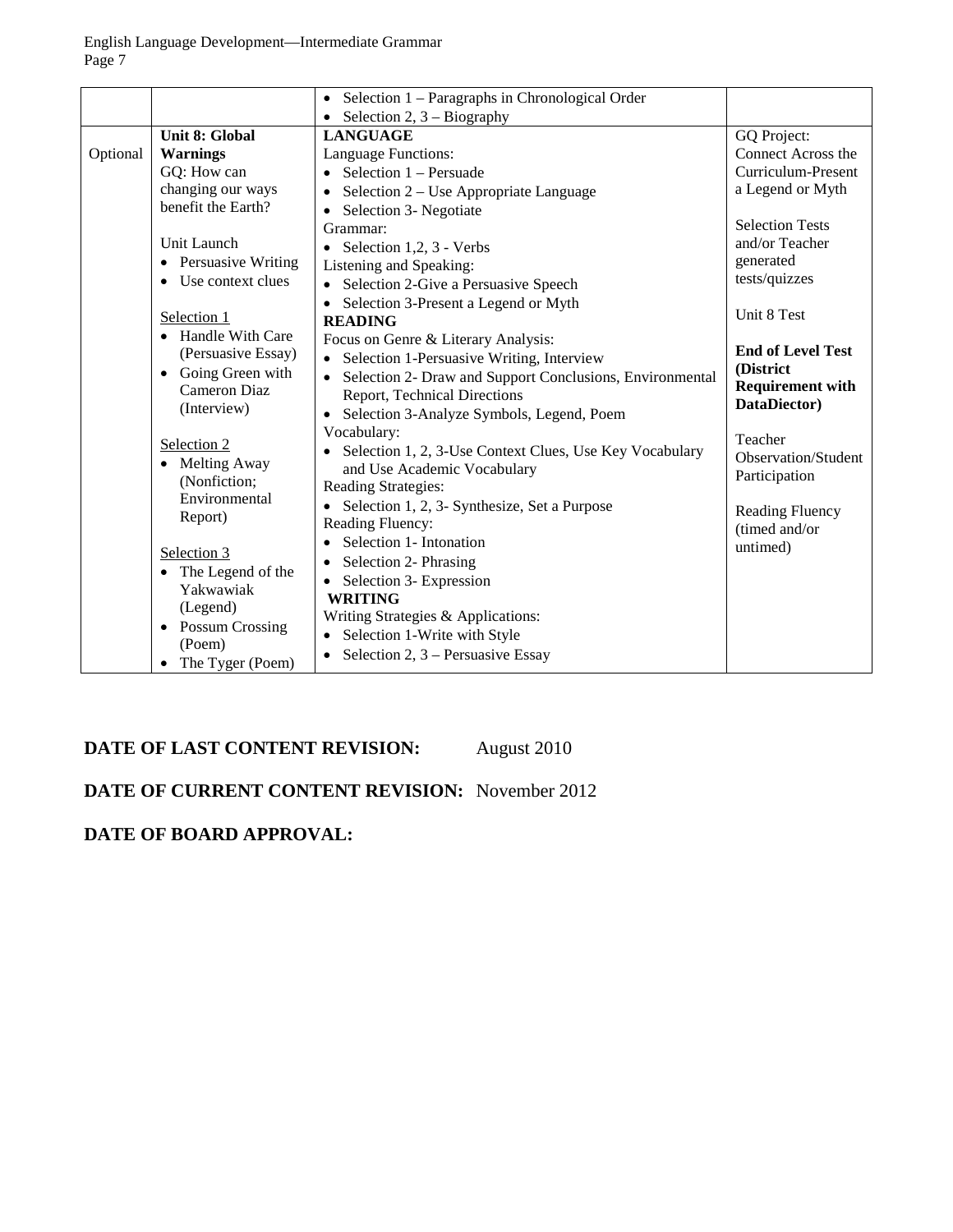| | | | |
|---|---|---|---|
| | | • Selection 1 – Paragraphs in Chronological Order<br>• Selection 2, 3 – Biography | |
| Optional | **Unit 8: Global Warnings**<br>GQ: How can changing our ways benefit the Earth?<br><br>Unit Launch<br>• Persuasive Writing<br>• Use context clues<br><br>Selection 1<br>• Handle With Care (Persuasive Essay)<br>• Going Green with Cameron Diaz (Interview)<br><br>Selection 2<br>• Melting Away (Nonfiction; Environmental Report)<br><br>Selection 3<br>• The Legend of the Yakwawiak (Legend)<br>• Possum Crossing (Poem)<br>• The Tyger (Poem) | **LANGUAGE**<br>Language Functions:<br>• Selection 1 – Persuade<br>• Selection 2 – Use Appropriate Language<br>• Selection 3- Negotiate<br>Grammar:<br>• Selection 1,2, 3 - Verbs<br>Listening and Speaking:<br>• Selection 2-Give a Persuasive Speech<br>• Selection 3-Present a Legend or Myth<br>**READING**<br>Focus on Genre & Literary Analysis:<br>• Selection 1-Persuasive Writing, Interview<br>• Selection 2- Draw and Support Conclusions, Environmental Report, Technical Directions<br>• Selection 3-Analyze Symbols, Legend, Poem<br>Vocabulary:<br>• Selection 1, 2, 3-Use Context Clues, Use Key Vocabulary and Use Academic Vocabulary<br>Reading Strategies:<br>• Selection 1, 2, 3- Synthesize, Set a Purpose<br>Reading Fluency:<br>• Selection 1- Intonation<br>• Selection 2- Phrasing<br>• Selection 3- Expression<br>**WRITING**<br>Writing Strategies & Applications:<br>• Selection 1-Write with Style<br>• Selection 2, 3 – Persuasive Essay | GQ Project: Connect Across the Curriculum-Present a Legend or Myth<br><br>Selection Tests and/or Teacher generated tests/quizzes<br><br>Unit 8 Test<br><br>**End of Level Test (District Requirement with DataDiector)**<br><br>Teacher Observation/Student Participation<br><br>Reading Fluency (timed and/or untimed) |

**DATE OF LAST CONTENT REVISION:** August 2010

**DATE OF CURRENT CONTENT REVISION:** November 2012

**DATE OF BOARD APPROVAL:**